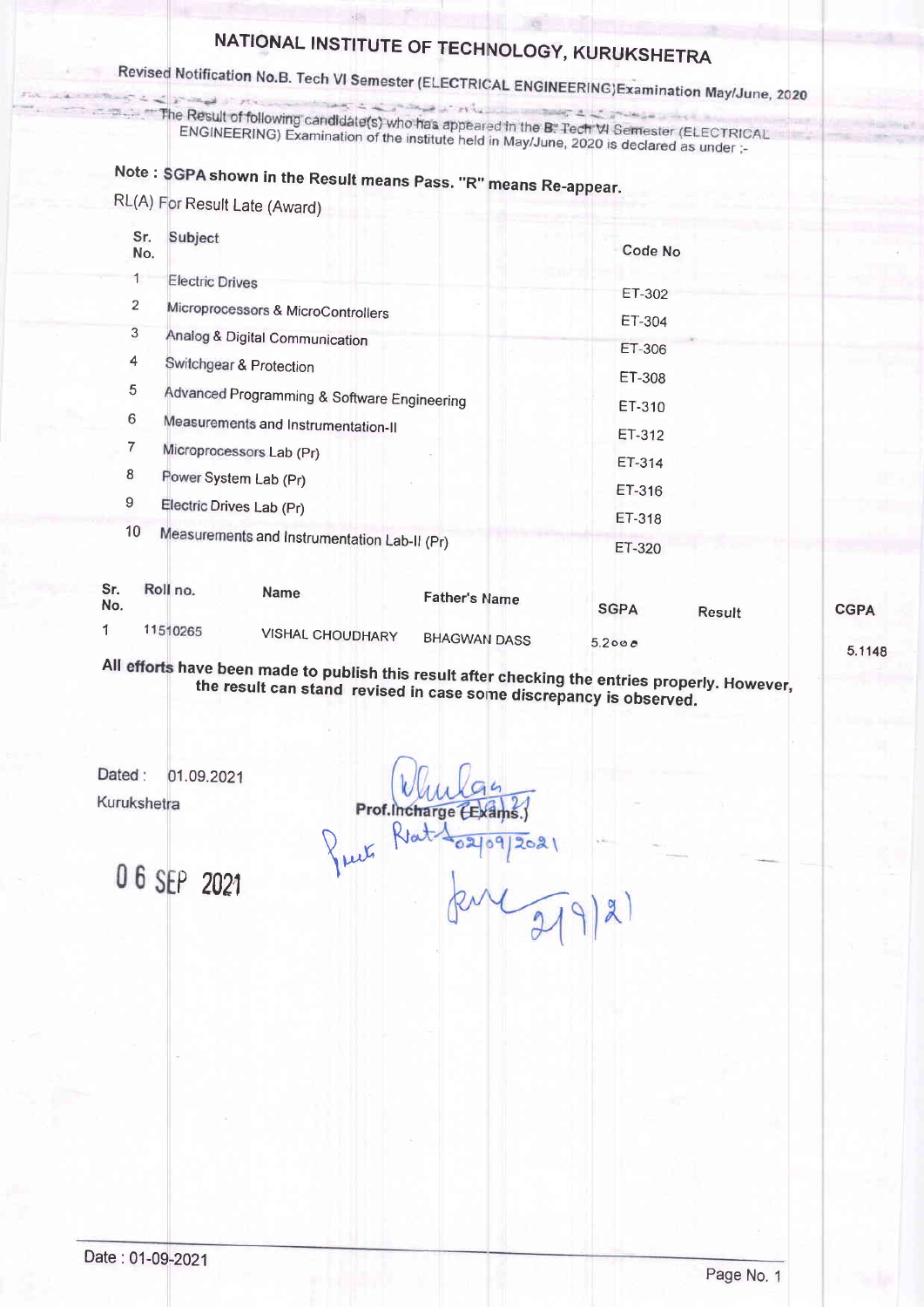# NATIONAL INSTITUTE OF TECHNOLOGY, KURUKSHETRA

## Revised Notification No.B. Tech VI Semester (ELECTRICAL ENGINEERING)Examination May/June, 2020

The Result of following candidate(s) who has appeared in the B. Tech VI Semester (ELECTRICAL ENGINEERING) Examination of the institute held in May/June, 2020 is declared as under :-

**Note : SGPA shown in the Result means Pass. "R" means Re-appear.**

RL(A) For Result Late (Award)

| Sr. No. | Subject | Code No |
|---|---|---|
| 1 | Electric Drives | ET-302 |
| 2 | Microprocessors & MicroControllers | ET-304 |
| 3 | Analog & Digital Communication | ET-306 |
| 4 | Switchgear & Protection | ET-308 |
| 5 | Advanced Programming & Software Engineering | ET-310 |
| 6 | Measurements and Instrumentation-II | ET-312 |
| 7 | Microprocessors Lab (Pr) | ET-314 |
| 8 | Power System Lab (Pr) | ET-316 |
| 9 | Electric Drives Lab (Pr) | ET-318 |
| 10 | Measurements and Instrumentation Lab-II (Pr) | ET-320 |

| Sr. No. | Roll no. | Name | Father's Name | SGPA | Result | CGPA |
|---|---|---|---|---|---|---|
| 1 | 11510265 | VISHAL CHOUDHARY | BHAGWAN DASS | 5.2000 | | 5.1148 |

**All efforts have been made to publish this result after checking the entries properly. However, the result can stand revised in case some discrepancy is observed.**

Dated : 01.09.2021

Kurukshetra

Prof.Incharge (Exams.)

Print Rat 02/09/2021

06 SEP 2021

Date : 01-09-2021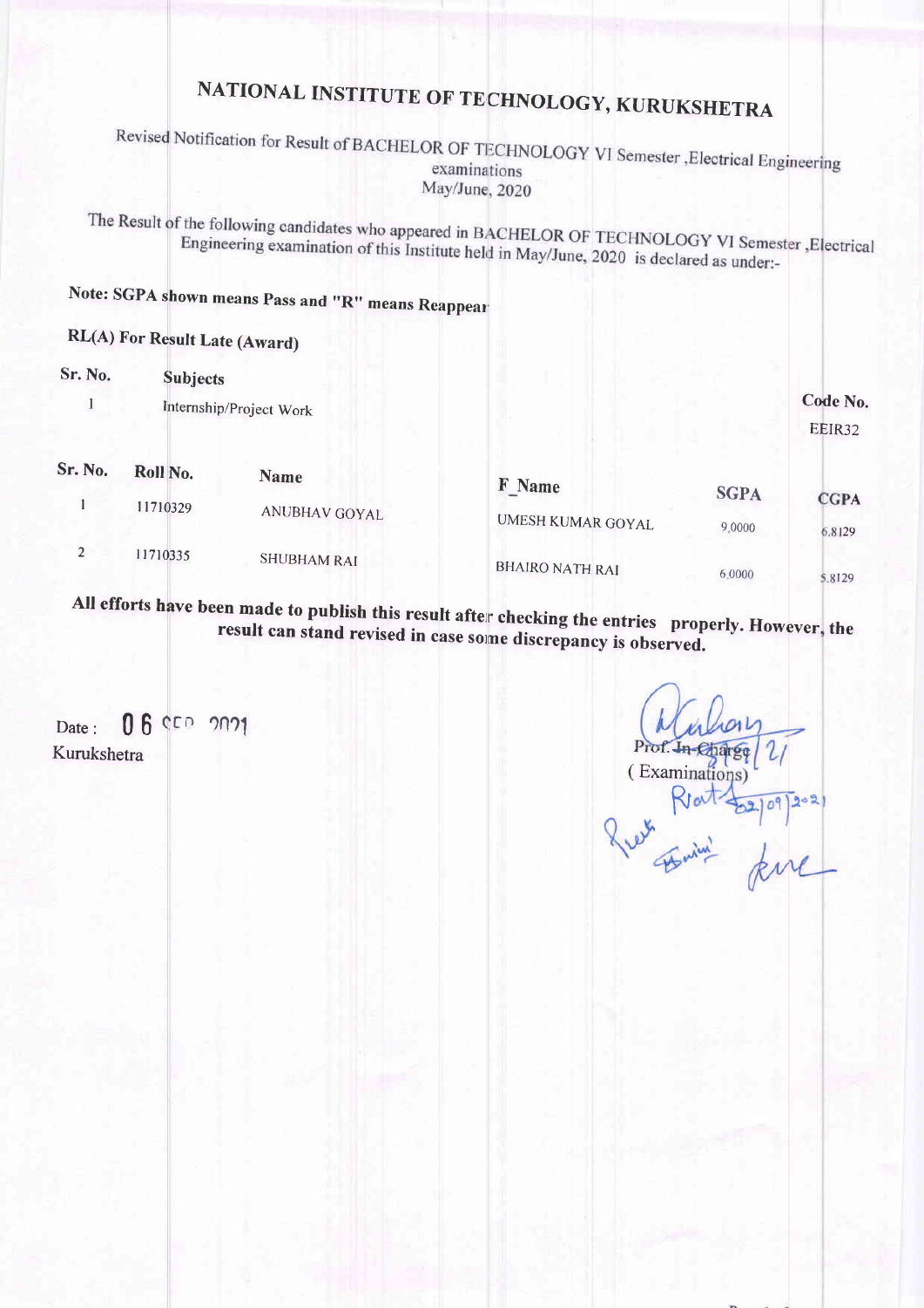# NATIONAL INSTITUTE OF TECHNOLOGY, KURUKSHETRA

Revised Notification for Result of BACHELOR OF TECHNOLOGY VI Semester ,Electrical Engineering examinations
May/June, 2020

The Result of the following candidates who appeared in BACHELOR OF TECHNOLOGY VI Semester ,Electrical Engineering examination of this Institute held in May/June, 2020 is declared as under:-

**Note: SGPA shown means Pass and "R" means Reappear**

**RL(A) For Result Late (Award)**

| Sr. No. | Subjects | Code No. |
|---|---|---|
| 1 | Internship/Project Work | EEIR32 |

| Sr. No. | Roll No. | Name | F_Name | SGPA | CGPA |
|---|---|---|---|---|---|
| 1 | 11710329 | ANUBHAV GOYAL | UMESH KUMAR GOYAL | 9.0000 | 6.8129 |
| 2 | 11710335 | SHUBHAM RAI | BHAIRO NATH RAI | 6.0000 | 5.8129 |

**All efforts have been made to publish this result after checking the entries properly. However, the result can stand revised in case some discrepancy is observed.**

Date : 06 SEP 2021
Kurukshetra

Prof. In-Charge
(Examinations)